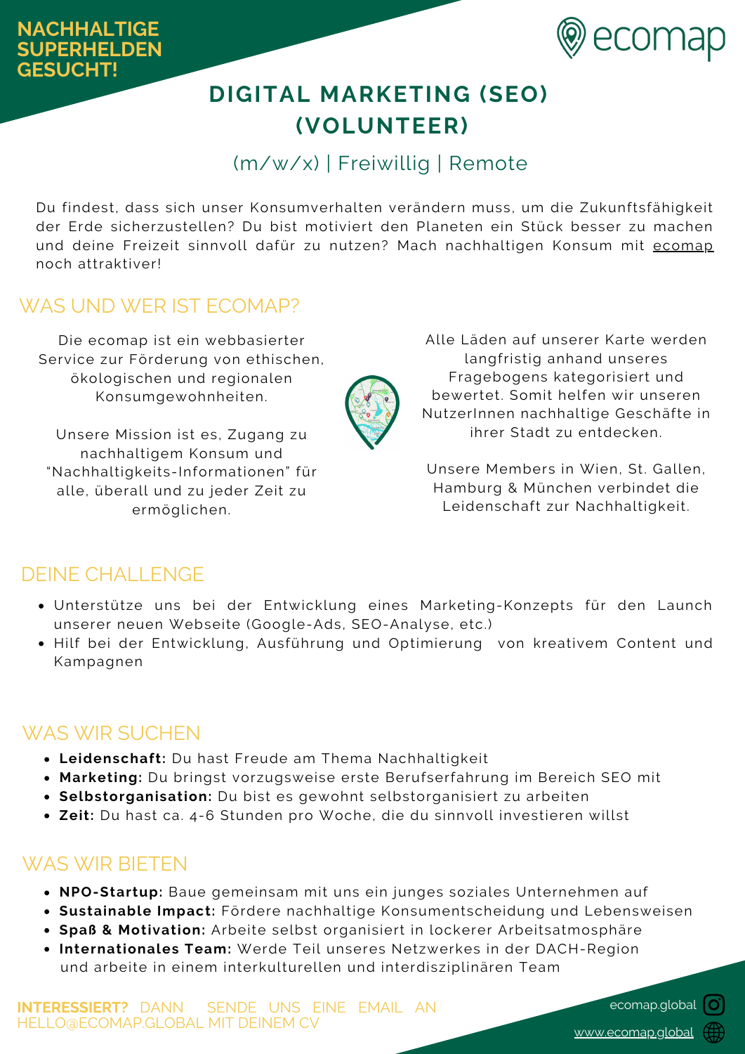**NACHHALTIGE SUPERHELDEN GESUCHT!**

ecomap

# DIGITAL MARKETING (SEO) (VOLUNTEER)

(m/w/x) | Freiwillig | Remote

Du findest, dass sich unser Konsumverhalten verändern muss, um die Zukunftsfähigkeit der Erde sicherzustellen? Du bist motiviert den Planeten ein Stück besser zu machen und deine Freizeit sinnvoll dafür zu nutzen? Mach nachhaltigen Konsum mit ecomap noch attraktiver!

## WAS UND WER IST ECOMAP?

Die ecomap ist ein webbasierter Service zur Förderung von ethischen, ökologischen und regionalen Konsumgewohnheiten.

Unsere Mission ist es, Zugang zu nachhaltigem Konsum und "Nachhaltigkeits-Informationen" für alle, überall und zu jeder Zeit zu ermöglichen.

Alle Läden auf unserer Karte werden langfristig anhand unseres Fragebogens kategorisiert und bewertet. Somit helfen wir unseren NutzerInnen nachhaltige Geschäfte in ihrer Stadt zu entdecken.

Unsere Members in Wien, St. Gallen, Hamburg & München verbindet die Leidenschaft zur Nachhaltigkeit.

## DEINE CHALLENGE

- Unterstütze uns bei der Entwicklung eines Marketing-Konzepts für den Launch unserer neuen Webseite (Google-Ads, SEO-Analyse, etc.)
- Hilf bei der Entwicklung, Ausführung und Optimierung von kreativem Content und Kampagnen

## WAS WIR SUCHEN

- **Leidenschaft:** Du hast Freude am Thema Nachhaltigkeit
- **Marketing:** Du bringst vorzugsweise erste Berufserfahrung im Bereich SEO mit
- **Selbstorganisation:** Du bist es gewohnt selbstorganisiert zu arbeiten
- **Zeit:** Du hast ca. 4-6 Stunden pro Woche, die du sinnvoll investieren willst

## WAS WIR BIETEN

- **NPO-Startup:** Baue gemeinsam mit uns ein junges soziales Unternehmen auf
- **Sustainable Impact:** Fördere nachhaltige Konsumentscheidung und Lebensweisen
- **Spaß & Motivation:** Arbeite selbst organisiert in lockerer Arbeitsatmosphäre
- **Internationales Team:** Werde Teil unseres Netzwerkes in der DACH-Region und arbeite in einem interkulturellen und interdisziplinären Team

**INTERESSIERT?** DANN SENDE UNS EINE EMAIL AN HELLO@ECOMAP.GLOBAL MIT DEINEM CV

ecomap.global

www.ecomap.global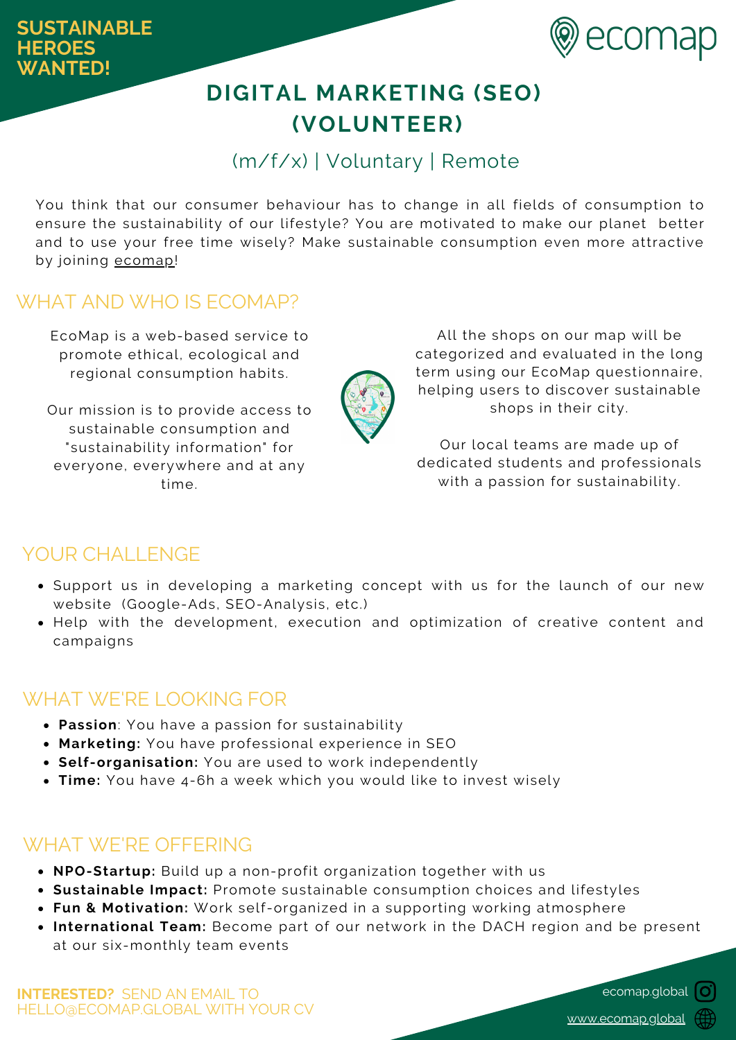**SUSTAINABLE HEROES WANTED!**

ecomap

# DIGITAL MARKETING (SEO) (VOLUNTEER)

(m/f/x) | Voluntary | Remote

You think that our consumer behaviour has to change in all fields of consumption to ensure the sustainability of our lifestyle? You are motivated to make our planet better and to use your free time wisely? Make sustainable consumption even more attractive by joining ecomap!

## WHAT AND WHO IS ECOMAP?

EcoMap is a web-based service to promote ethical, ecological and regional consumption habits.

Our mission is to provide access to sustainable consumption and "sustainability information" for everyone, everywhere and at any time.

All the shops on our map will be categorized and evaluated in the long term using our EcoMap questionnaire, helping users to discover sustainable shops in their city.

Our local teams are made up of dedicated students and professionals with a passion for sustainability.

## YOUR CHALLENGE

- Support us in developing a marketing concept with us for the launch of our new website (Google-Ads, SEO-Analysis, etc.)
- Help with the development, execution and optimization of creative content and campaigns

## WHAT WE'RE LOOKING FOR

- **Passion**: You have a passion for sustainability
- **Marketing:** You have professional experience in SEO
- **Self-organisation:** You are used to work independently
- **Time:** You have 4-6h a week which you would like to invest wisely

## WHAT WE'RE OFFERING

- **NPO-Startup:** Build up a non-profit organization together with us
- **Sustainable Impact:** Promote sustainable consumption choices and lifestyles
- **Fun & Motivation:** Work self-organized in a supporting working atmosphere
- **International Team:** Become part of our network in the DACH region and be present at our six-monthly team events

**INTERESTED?** SEND AN EMAIL TO HELLO@ECOMAP.GLOBAL WITH YOUR CV

ecomap.global

www.ecomap.global